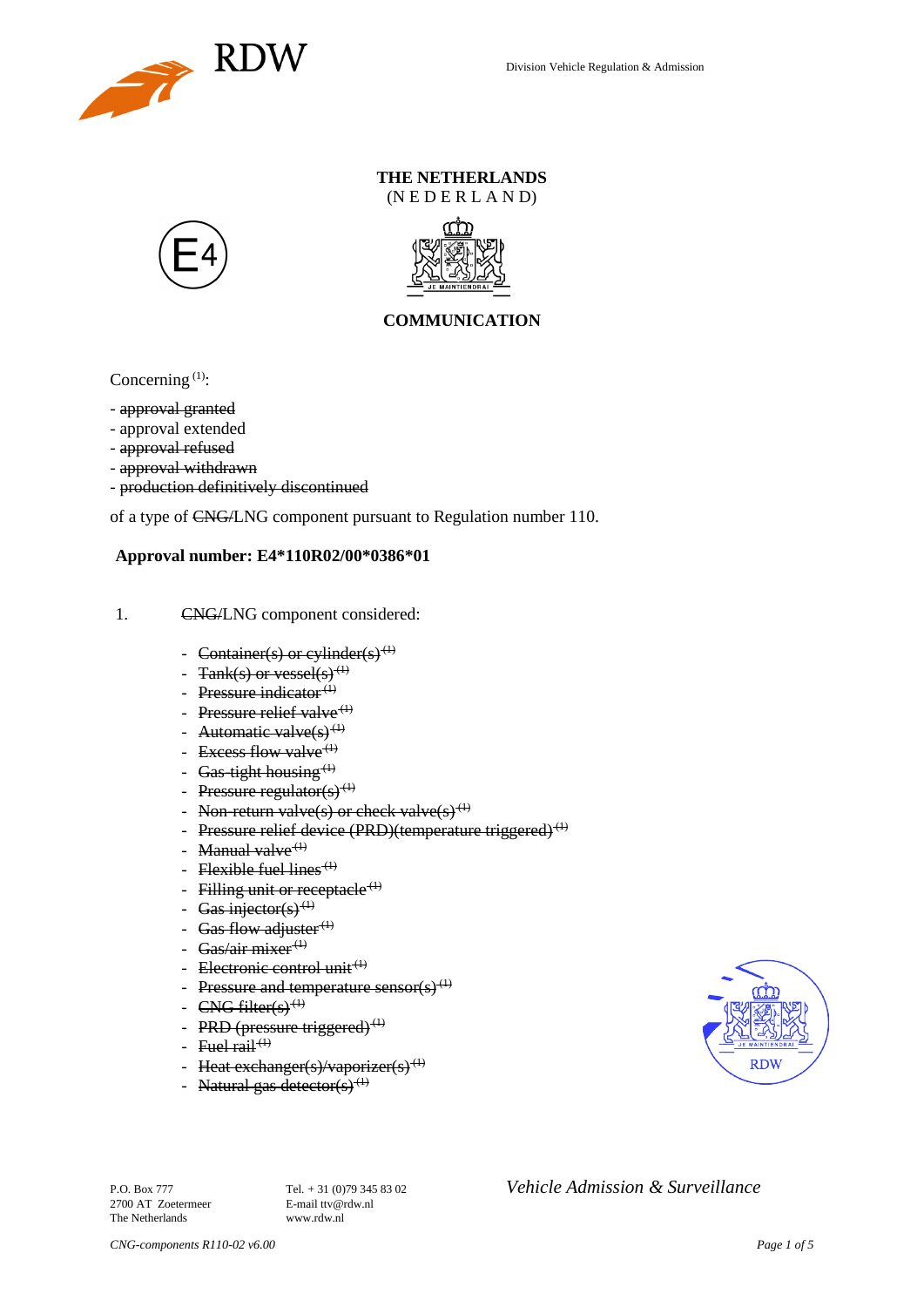Division Vehicle Regulation & Admission

**THE NETHERLANDS**
(N E D E R L A N D)

E4

**COMMUNICATION**

Concerning [1]:

- ~~approval granted~~
- approval extended
- ~~approval refused~~
- ~~approval withdrawn~~
- ~~production definitively discontinued~~

of a type of ~~CNG/~~LNG component pursuant to Regulation number 110.

**Approval number: E4*110R02/00*0386*01**

1. ~~CNG/~~LNG component considered:

- ~~Container(s) or cylinder(s) [1]~~
- ~~Tank(s) or vessel(s) [1]~~
- ~~Pressure indicator [1]~~
- ~~Pressure relief valve [1]~~
- ~~Automatic valve(s) [1]~~
- ~~Excess flow valve [1]~~
- ~~Gas-tight housing [1]~~
- ~~Pressure regulator(s) [1]~~
- ~~Non-return valve(s) or check valve(s) [1]~~
- ~~Pressure relief device (PRD)(temperature triggered) [1]~~
- ~~Manual valve [1]~~
- ~~Flexible fuel lines [1]~~
- ~~Filling unit or receptacle [1]~~
- ~~Gas injector(s) [1]~~
- ~~Gas flow adjuster [1]~~
- ~~Gas/air mixer [1]~~
- ~~Electronic control unit [1]~~
- ~~Pressure and temperature sensor(s) [1]~~
- ~~CNG filter(s) [1]~~
- ~~PRD (pressure triggered) [1]~~
- ~~Fuel rail [1]~~
- ~~Heat exchanger(s)/vaporizer(s) [1]~~
- ~~Natural gas detector(s) [1]~~

P.O. Box 777
2700 AT Zoetermeer
The Netherlands

Tel. + 31 (0)79 345 83 02
E-mail ttv@rdw.nl
www.rdw.nl

*Vehicle Admission & Surveillance*

*CNG-components R110-02 v6.00*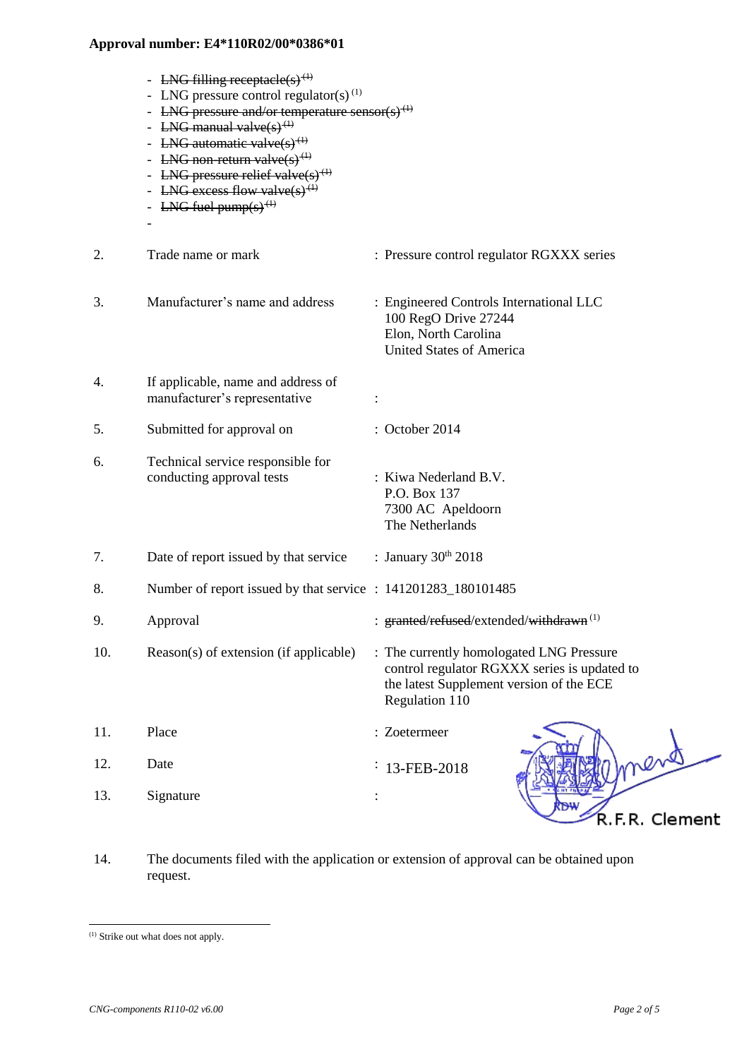**Approval number: E4*110R02/00*0386*01**

- ~~LNG filling receptacle(s)~~ [(1)]
- LNG pressure control regulator(s) [(1)]
- ~~LNG pressure and/or temperature sensor(s)~~ [(1)]
- ~~LNG manual valve(s)~~ [(1)]
- ~~LNG automatic valve(s)~~ [(1)]
- ~~LNG non-return valve(s)~~ [(1)]
- ~~LNG pressure relief valve(s)~~ [(1)]
- ~~LNG excess flow valve(s)~~ [(1)]
- ~~LNG fuel pump(s)~~ [(1)]
- 

| | | |
|---|---|---|
| 2. | Trade name or mark | : Pressure control regulator RGXXX series |
| 3. | Manufacturer's name and address | : Engineered Controls International LLC<br>100 RegO Drive 27244<br>Elon, North Carolina<br>United States of America |
| 4. | If applicable, name and address of manufacturer's representative | : |
| 5. | Submitted for approval on | : October 2014 |
| 6. | Technical service responsible for conducting approval tests | : Kiwa Nederland B.V.<br>P.O. Box 137<br>7300 AC Apeldoorn<br>The Netherlands |
| 7. | Date of report issued by that service | : January 30th 2018 |
| 8. | Number of report issued by that service | : 141201283_180101485 |
| 9. | Approval | : ~~granted~~/~~refused~~/extended/~~withdrawn~~ [(1)] |
| 10. | Reason(s) of extension (if applicable) | : The currently homologated LNG Pressure control regulator RGXXX series is updated to the latest Supplement version of the ECE Regulation 110 |
| 11. | Place | : Zoetermeer |
| 12. | Date | : 13-FEB-2018 |
| 13. | Signature | : |

R.F.R. Clement

14. The documents filed with the application or extension of approval can be obtained upon request.

---

[(1)] Strike out what does not apply.

*CNG-components R110-02 v6.00*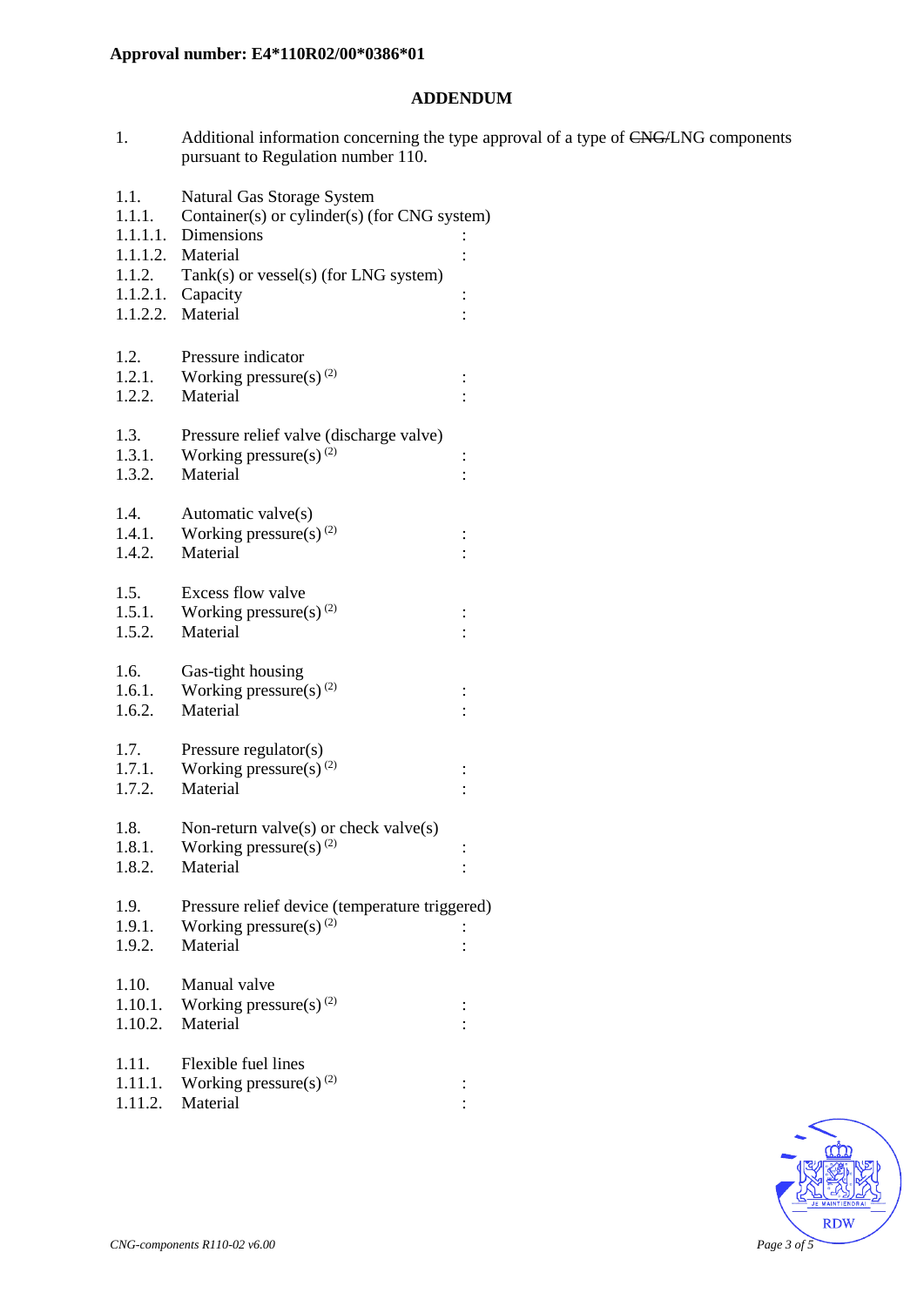**Approval number: E4*110R02/00*0386*01**

**ADDENDUM**

1. Additional information concerning the type approval of a type of ~~CNG/~~LNG components pursuant to Regulation number 110.

1.1. Natural Gas Storage System
1.1.1. Container(s) or cylinder(s) (for CNG system)
1.1.1.1. Dimensions :
1.1.1.2. Material :
1.1.2. Tank(s) or vessel(s) (for LNG system)
1.1.2.1. Capacity :
1.1.2.2. Material :

1.2. Pressure indicator
1.2.1. Working pressure(s) (2) :
1.2.2. Material :

1.3. Pressure relief valve (discharge valve)
1.3.1. Working pressure(s) (2) :
1.3.2. Material :

1.4. Automatic valve(s)
1.4.1. Working pressure(s) (2) :
1.4.2. Material :

1.5. Excess flow valve
1.5.1. Working pressure(s) (2) :
1.5.2. Material :

1.6. Gas-tight housing
1.6.1. Working pressure(s) (2) :
1.6.2. Material :

1.7. Pressure regulator(s)
1.7.1. Working pressure(s) (2) :
1.7.2. Material :

1.8. Non-return valve(s) or check valve(s)
1.8.1. Working pressure(s) (2) :
1.8.2. Material :

1.9. Pressure relief device (temperature triggered)
1.9.1. Working pressure(s) (2) :
1.9.2. Material :

1.10. Manual valve
1.10.1. Working pressure(s) (2) :
1.10.2. Material :

1.11. Flexible fuel lines
1.11.1. Working pressure(s) (2) :
1.11.2. Material :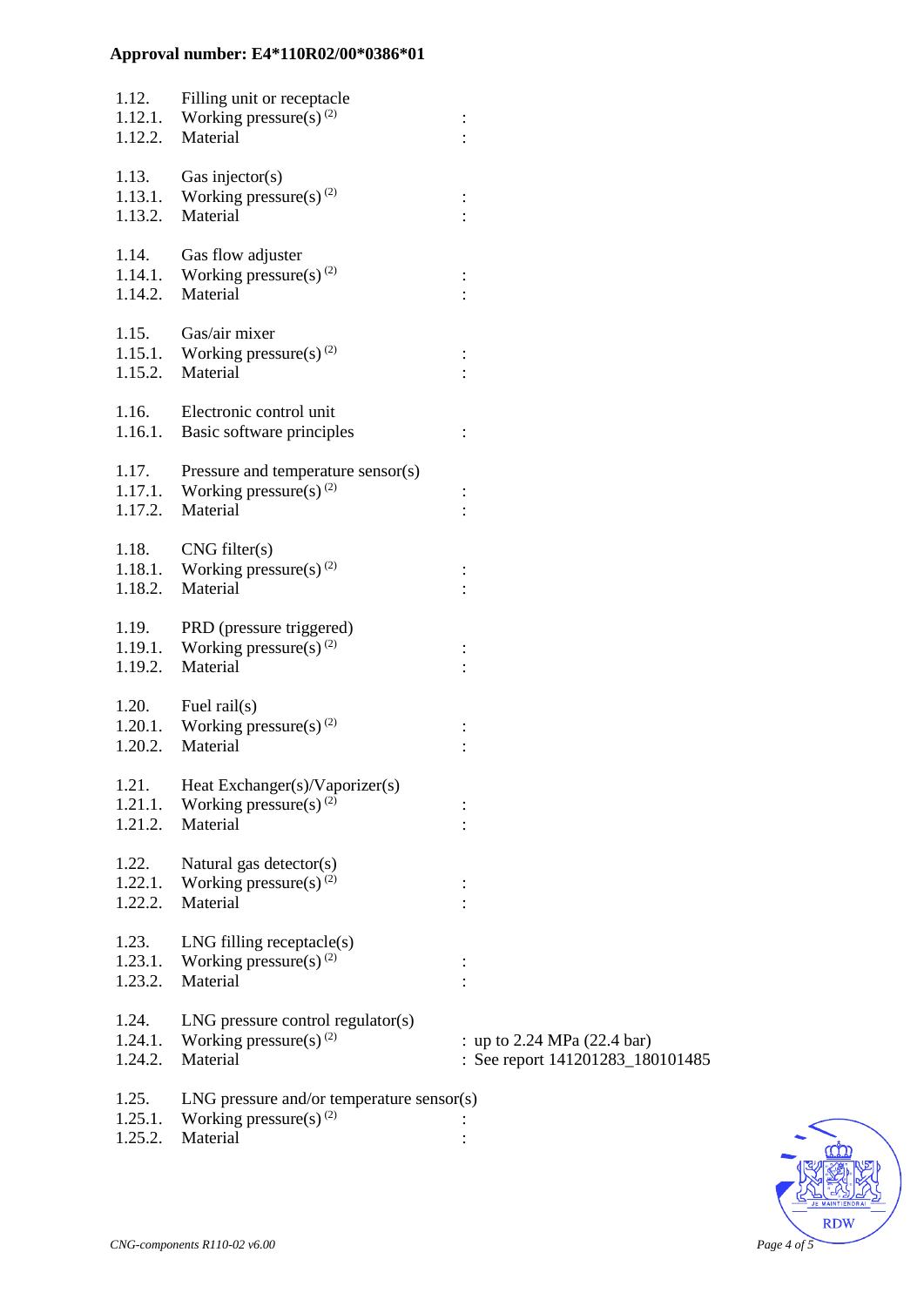**Approval number: E4*110R02/00*0386*01**

| | | |
|---|---|---|
| 1.12. | Filling unit or receptacle | |
| 1.12.1. | Working pressure(s) (2) | : |
| 1.12.2. | Material | : |
| | | |
| 1.13. | Gas injector(s) | |
| 1.13.1. | Working pressure(s) (2) | : |
| 1.13.2. | Material | : |
| | | |
| 1.14. | Gas flow adjuster | |
| 1.14.1. | Working pressure(s) (2) | : |
| 1.14.2. | Material | : |
| | | |
| 1.15. | Gas/air mixer | |
| 1.15.1. | Working pressure(s) (2) | : |
| 1.15.2. | Material | : |
| | | |
| 1.16. | Electronic control unit | |
| 1.16.1. | Basic software principles | : |
| | | |
| 1.17. | Pressure and temperature sensor(s) | |
| 1.17.1. | Working pressure(s) (2) | : |
| 1.17.2. | Material | : |
| | | |
| 1.18. | CNG filter(s) | |
| 1.18.1. | Working pressure(s) (2) | : |
| 1.18.2. | Material | : |
| | | |
| 1.19. | PRD (pressure triggered) | |
| 1.19.1. | Working pressure(s) (2) | : |
| 1.19.2. | Material | : |
| | | |
| 1.20. | Fuel rail(s) | |
| 1.20.1. | Working pressure(s) (2) | : |
| 1.20.2. | Material | : |
| | | |
| 1.21. | Heat Exchanger(s)/Vaporizer(s) | |
| 1.21.1. | Working pressure(s) (2) | : |
| 1.21.2. | Material | : |
| | | |
| 1.22. | Natural gas detector(s) | |
| 1.22.1. | Working pressure(s) (2) | : |
| 1.22.2. | Material | : |
| | | |
| 1.23. | LNG filling receptacle(s) | |
| 1.23.1. | Working pressure(s) (2) | : |
| 1.23.2. | Material | : |
| | | |
| 1.24. | LNG pressure control regulator(s) | |
| 1.24.1. | Working pressure(s) (2) | : up to 2.24 MPa (22.4 bar) |
| 1.24.2. | Material | : See report 141201283_180101485 |
| | | |
| 1.25. | LNG pressure and/or temperature sensor(s) | |
| 1.25.1. | Working pressure(s) (2) | : |
| 1.25.2. | Material | : |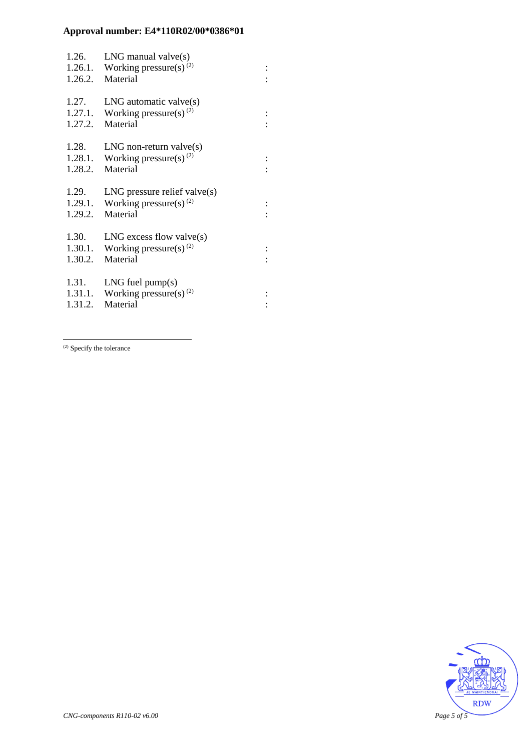**Approval number: E4*110R02/00*0386*01**

| | | |
|---|---|---|
| 1.26. | LNG manual valve(s) | |
| 1.26.1. | Working pressure(s) [2] | : |
| 1.26.2. | Material | : |
| | | |
| 1.27. | LNG automatic valve(s) | |
| 1.27.1. | Working pressure(s) [2] | : |
| 1.27.2. | Material | : |
| | | |
| 1.28. | LNG non-return valve(s) | |
| 1.28.1. | Working pressure(s) [2] | : |
| 1.28.2. | Material | : |
| | | |
| 1.29. | LNG pressure relief valve(s) | |
| 1.29.1. | Working pressure(s) [2] | : |
| 1.29.2. | Material | : |
| | | |
| 1.30. | LNG excess flow valve(s) | |
| 1.30.1. | Working pressure(s) [2] | : |
| 1.30.2. | Material | : |
| | | |
| 1.31. | LNG fuel pump(s) | |
| 1.31.1. | Working pressure(s) [2] | : |
| 1.31.2. | Material | : |

---

[2] Specify the tolerance